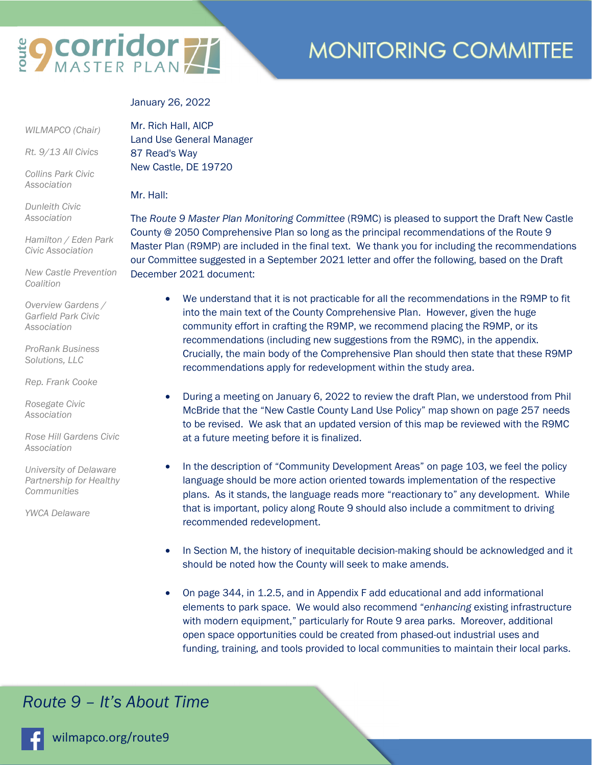# route 9 corridor MASTER PLAN

## MONITORING COMMITTEE

*WILMAPCO (Chair)*

*Rt. 9/13 All Civics*

*Collins Park Civic Association*

*Dunleith Civic Association*

*Hamilton / Eden Park Civic Association*

*New Castle Prevention Coalition*

*Overview Gardens / Garfield Park Civic Association*

*ProRank Business Solutions, LLC*

*Rep. Frank Cooke*

*Rosegate Civic Association*

*Rose Hill Gardens Civic Association*

*University of Delaware Partnership for Healthy Communities*

*YWCA Delaware*

January 26, 2022

Mr. Rich Hall, AICP
Land Use General Manager
87 Read's Way
New Castle, DE 19720

Mr. Hall:

The *Route 9 Master Plan Monitoring Committee* (R9MC) is pleased to support the Draft New Castle County @ 2050 Comprehensive Plan so long as the principal recommendations of the Route 9 Master Plan (R9MP) are included in the final text. We thank you for including the recommendations our Committee suggested in a September 2021 letter and offer the following, based on the Draft December 2021 document:

- We understand that it is not practicable for all the recommendations in the R9MP to fit into the main text of the County Comprehensive Plan. However, given the huge community effort in crafting the R9MP, we recommend placing the R9MP, or its recommendations (including new suggestions from the R9MC), in the appendix. Crucially, the main body of the Comprehensive Plan should then state that these R9MP recommendations apply for redevelopment within the study area.

- During a meeting on January 6, 2022 to review the draft Plan, we understood from Phil McBride that the "New Castle County Land Use Policy" map shown on page 257 needs to be revised. We ask that an updated version of this map be reviewed with the R9MC at a future meeting before it is finalized.

- In the description of "Community Development Areas" on page 103, we feel the policy language should be more action oriented towards implementation of the respective plans. As it stands, the language reads more "reactionary to" any development. While that is important, policy along Route 9 should also include a commitment to driving recommended redevelopment.

- In Section M, the history of inequitable decision-making should be acknowledged and it should be noted how the County will seek to make amends.

- On page 344, in 1.2.5, and in Appendix F add educational and add informational elements to park space. We would also recommend "*enhancing* existing infrastructure with modern equipment," particularly for Route 9 area parks. Moreover, additional open space opportunities could be created from phased-out industrial uses and funding, training, and tools provided to local communities to maintain their local parks.

*Route 9 – It's About Time*

wilmapco.org/route9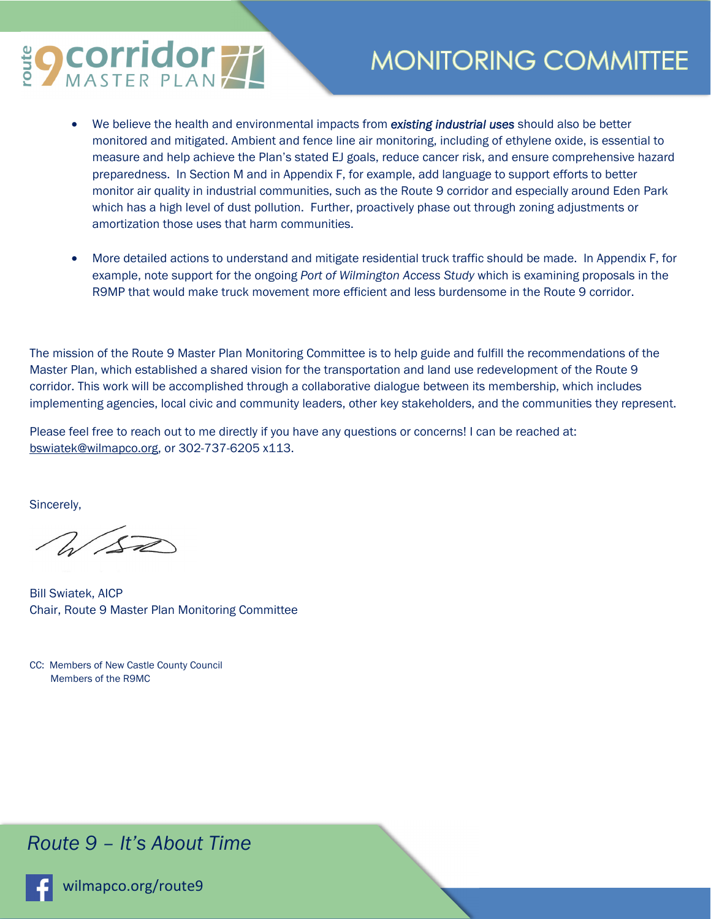- We believe the health and environmental impacts from ***existing industrial uses*** should also be better monitored and mitigated. Ambient and fence line air monitoring, including of ethylene oxide, is essential to measure and help achieve the Plan's stated EJ goals, reduce cancer risk, and ensure comprehensive hazard preparedness. In Section M and in Appendix F, for example, add language to support efforts to better monitor air quality in industrial communities, such as the Route 9 corridor and especially around Eden Park which has a high level of dust pollution. Further, proactively phase out through zoning adjustments or amortization those uses that harm communities.

- More detailed actions to understand and mitigate residential truck traffic should be made. In Appendix F, for example, note support for the ongoing *Port of Wilmington Access Study* which is examining proposals in the R9MP that would make truck movement more efficient and less burdensome in the Route 9 corridor.

The mission of the Route 9 Master Plan Monitoring Committee is to help guide and fulfill the recommendations of the Master Plan, which established a shared vision for the transportation and land use redevelopment of the Route 9 corridor. This work will be accomplished through a collaborative dialogue between its membership, which includes implementing agencies, local civic and community leaders, other key stakeholders, and the communities they represent.

Please feel free to reach out to me directly if you have any questions or concerns! I can be reached at: bswiatek@wilmapco.org, or 302-737-6205 x113.

Sincerely,

Bill Swiatek, AICP
Chair, Route 9 Master Plan Monitoring Committee

CC: Members of New Castle County Council
Members of the R9MC